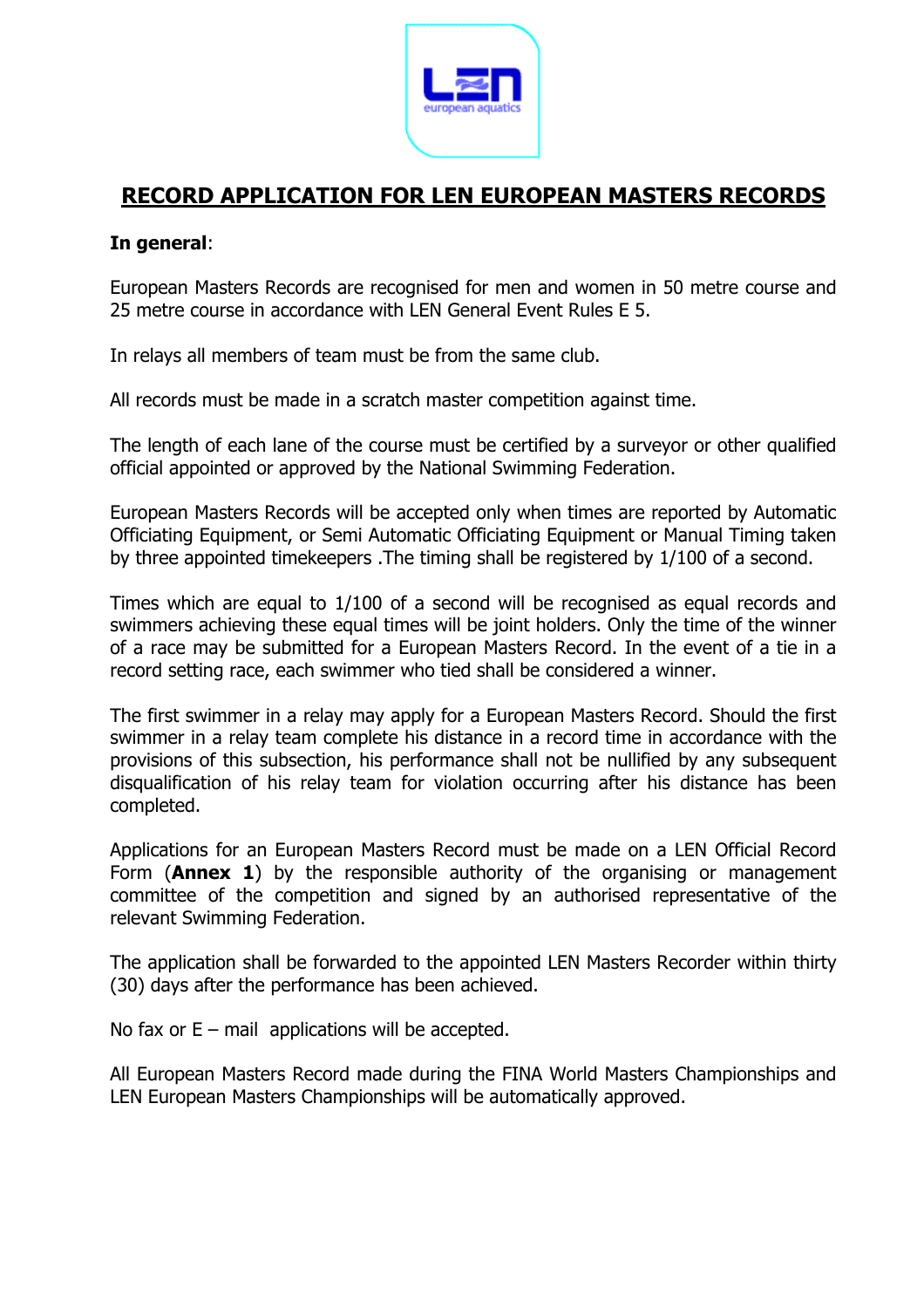# RECORD APPLICATION FOR LEN EUROPEAN MASTERS RECORDS

**In general**:

European Masters Records are recognised for men and women in 50 metre course and 25 metre course in accordance with LEN General Event Rules E 5.

In relays all members of team must be from the same club.

All records must be made in a scratch master competition against time.

The length of each lane of the course must be certified by a surveyor or other qualified official appointed or approved by the National Swimming Federation.

European Masters Records will be accepted only when times are reported by Automatic Officiating Equipment, or Semi Automatic Officiating Equipment or Manual Timing taken by three appointed timekeepers .The timing shall be registered by 1/100 of a second.

Times which are equal to 1/100 of a second will be recognised as equal records and swimmers achieving these equal times will be joint holders. Only the time of the winner of a race may be submitted for a European Masters Record. In the event of a tie in a record setting race, each swimmer who tied shall be considered a winner.

The first swimmer in a relay may apply for a European Masters Record. Should the first swimmer in a relay team complete his distance in a record time in accordance with the provisions of this subsection, his performance shall not be nullified by any subsequent disqualification of his relay team for violation occurring after his distance has been completed.

Applications for an European Masters Record must be made on a LEN Official Record Form (**Annex 1**) by the responsible authority of the organising or management committee of the competition and signed by an authorised representative of the relevant Swimming Federation.

The application shall be forwarded to the appointed LEN Masters Recorder within thirty (30) days after the performance has been achieved.

No fax or E – mail applications will be accepted.

All European Masters Record made during the FINA World Masters Championships and LEN European Masters Championships will be automatically approved.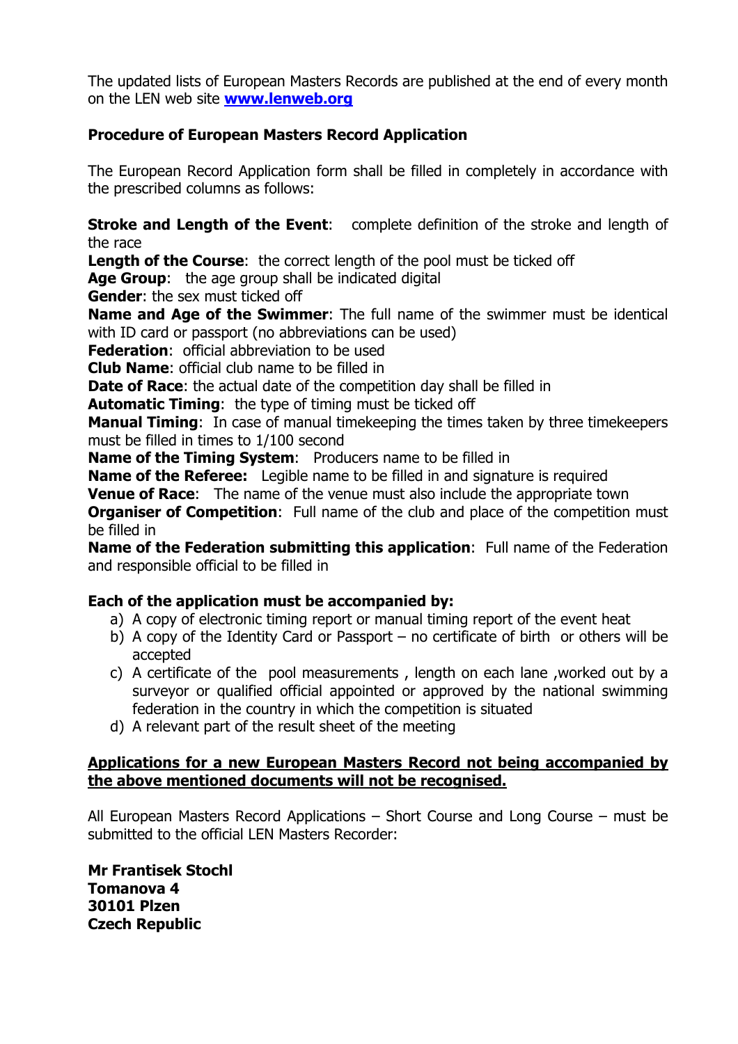The updated lists of European Masters Records are published at the end of every month on the LEN web site **www.lenweb.org**

**Procedure of European Masters Record Application**

The European Record Application form shall be filled in completely in accordance with the prescribed columns as follows:

**Stroke and Length of the Event**: complete definition of the stroke and length of the race
**Length of the Course**: the correct length of the pool must be ticked off
**Age Group**: the age group shall be indicated digital
**Gender**: the sex must ticked off
**Name and Age of the Swimmer**: The full name of the swimmer must be identical with ID card or passport (no abbreviations can be used)
**Federation**: official abbreviation to be used
**Club Name**: official club name to be filled in
**Date of Race**: the actual date of the competition day shall be filled in
**Automatic Timing**: the type of timing must be ticked off
**Manual Timing**: In case of manual timekeeping the times taken by three timekeepers must be filled in times to 1/100 second
**Name of the Timing System**: Producers name to be filled in
**Name of the Referee:** Legible name to be filled in and signature is required
**Venue of Race**: The name of the venue must also include the appropriate town
**Organiser of Competition**: Full name of the club and place of the competition must be filled in
**Name of the Federation submitting this application**: Full name of the Federation and responsible official to be filled in

**Each of the application must be accompanied by:**

a) A copy of electronic timing report or manual timing report of the event heat
b) A copy of the Identity Card or Passport – no certificate of birth or others will be accepted
c) A certificate of the pool measurements , length on each lane ,worked out by a surveyor or qualified official appointed or approved by the national swimming federation in the country in which the competition is situated
d) A relevant part of the result sheet of the meeting

**<u>Applications for a new European Masters Record not being accompanied by the above mentioned documents will not be recognised.</u>**

All European Masters Record Applications – Short Course and Long Course – must be submitted to the official LEN Masters Recorder:

**Mr Frantisek Stochl**
**Tomanova 4**
**30101 Plzen**
**Czech Republic**